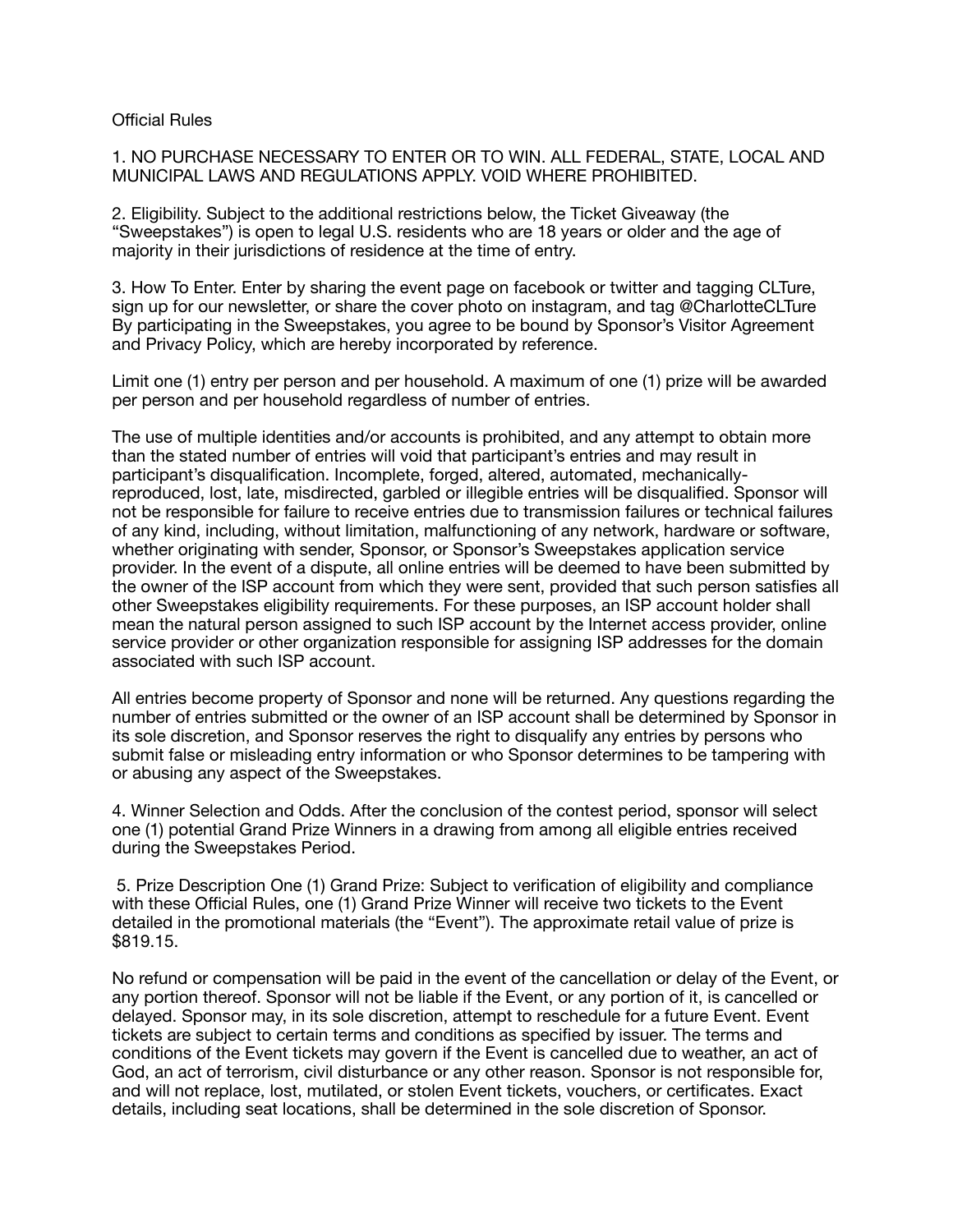Official Rules

1. NO PURCHASE NECESSARY TO ENTER OR TO WIN. ALL FEDERAL, STATE, LOCAL AND MUNICIPAL LAWS AND REGULATIONS APPLY. VOID WHERE PROHIBITED.

2. Eligibility. Subject to the additional restrictions below, the Ticket Giveaway (the "Sweepstakes") is open to legal U.S. residents who are 18 years or older and the age of majority in their jurisdictions of residence at the time of entry.

3. How To Enter. Enter by sharing the event page on facebook or twitter and tagging CLTure, sign up for our newsletter, or share the cover photo on instagram, and tag @CharlotteCLTure By participating in the Sweepstakes, you agree to be bound by Sponsor's Visitor Agreement and Privacy Policy, which are hereby incorporated by reference.

Limit one (1) entry per person and per household. A maximum of one (1) prize will be awarded per person and per household regardless of number of entries.

The use of multiple identities and/or accounts is prohibited, and any attempt to obtain more than the stated number of entries will void that participant's entries and may result in participant's disqualification. Incomplete, forged, altered, automated, mechanically-reproduced, lost, late, misdirected, garbled or illegible entries will be disqualified. Sponsor will not be responsible for failure to receive entries due to transmission failures or technical failures of any kind, including, without limitation, malfunctioning of any network, hardware or software, whether originating with sender, Sponsor, or Sponsor's Sweepstakes application service provider. In the event of a dispute, all online entries will be deemed to have been submitted by the owner of the ISP account from which they were sent, provided that such person satisfies all other Sweepstakes eligibility requirements. For these purposes, an ISP account holder shall mean the natural person assigned to such ISP account by the Internet access provider, online service provider or other organization responsible for assigning ISP addresses for the domain associated with such ISP account.

All entries become property of Sponsor and none will be returned. Any questions regarding the number of entries submitted or the owner of an ISP account shall be determined by Sponsor in its sole discretion, and Sponsor reserves the right to disqualify any entries by persons who submit false or misleading entry information or who Sponsor determines to be tampering with or abusing any aspect of the Sweepstakes.

4. Winner Selection and Odds. After the conclusion of the contest period, sponsor will select one (1) potential Grand Prize Winners in a drawing from among all eligible entries received during the Sweepstakes Period.

5. Prize Description One (1) Grand Prize: Subject to verification of eligibility and compliance with these Official Rules, one (1) Grand Prize Winner will receive two tickets to the Event detailed in the promotional materials (the "Event"). The approximate retail value of prize is $819.15.

No refund or compensation will be paid in the event of the cancellation or delay of the Event, or any portion thereof. Sponsor will not be liable if the Event, or any portion of it, is cancelled or delayed. Sponsor may, in its sole discretion, attempt to reschedule for a future Event. Event tickets are subject to certain terms and conditions as specified by issuer. The terms and conditions of the Event tickets may govern if the Event is cancelled due to weather, an act of God, an act of terrorism, civil disturbance or any other reason. Sponsor is not responsible for, and will not replace, lost, mutilated, or stolen Event tickets, vouchers, or certificates. Exact details, including seat locations, shall be determined in the sole discretion of Sponsor.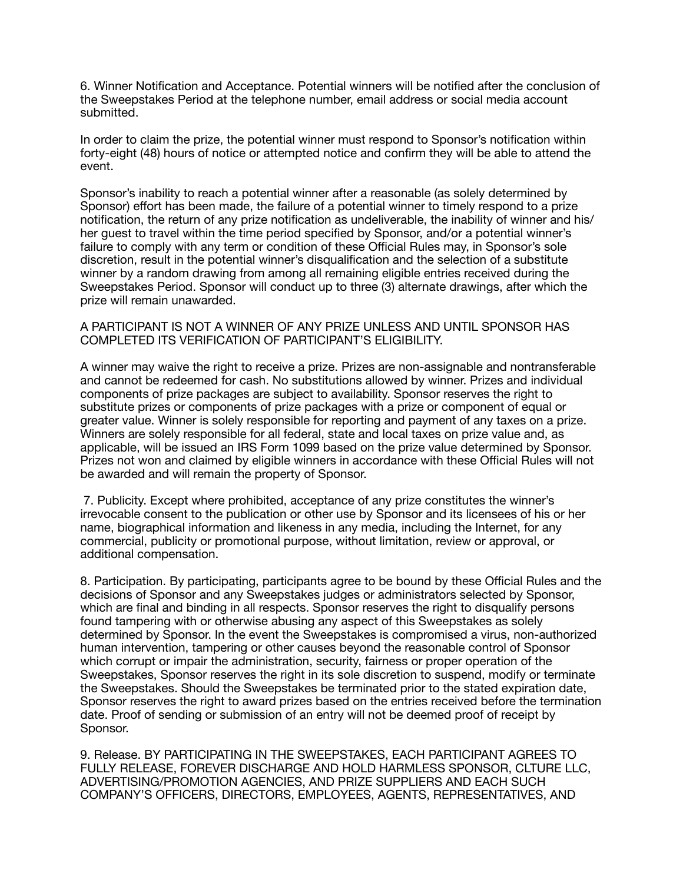6. Winner Notification and Acceptance. Potential winners will be notified after the conclusion of the Sweepstakes Period at the telephone number, email address or social media account submitted.

In order to claim the prize, the potential winner must respond to Sponsor's notification within forty-eight (48) hours of notice or attempted notice and confirm they will be able to attend the event.

Sponsor's inability to reach a potential winner after a reasonable (as solely determined by Sponsor) effort has been made, the failure of a potential winner to timely respond to a prize notification, the return of any prize notification as undeliverable, the inability of winner and his/her guest to travel within the time period specified by Sponsor, and/or a potential winner's failure to comply with any term or condition of these Official Rules may, in Sponsor's sole discretion, result in the potential winner's disqualification and the selection of a substitute winner by a random drawing from among all remaining eligible entries received during the Sweepstakes Period. Sponsor will conduct up to three (3) alternate drawings, after which the prize will remain unawarded.

A PARTICIPANT IS NOT A WINNER OF ANY PRIZE UNLESS AND UNTIL SPONSOR HAS COMPLETED ITS VERIFICATION OF PARTICIPANT'S ELIGIBILITY.

A winner may waive the right to receive a prize. Prizes are non-assignable and nontransferable and cannot be redeemed for cash. No substitutions allowed by winner. Prizes and individual components of prize packages are subject to availability. Sponsor reserves the right to substitute prizes or components of prize packages with a prize or component of equal or greater value. Winner is solely responsible for reporting and payment of any taxes on a prize. Winners are solely responsible for all federal, state and local taxes on prize value and, as applicable, will be issued an IRS Form 1099 based on the prize value determined by Sponsor. Prizes not won and claimed by eligible winners in accordance with these Official Rules will not be awarded and will remain the property of Sponsor.

7. Publicity. Except where prohibited, acceptance of any prize constitutes the winner's irrevocable consent to the publication or other use by Sponsor and its licensees of his or her name, biographical information and likeness in any media, including the Internet, for any commercial, publicity or promotional purpose, without limitation, review or approval, or additional compensation.

8. Participation. By participating, participants agree to be bound by these Official Rules and the decisions of Sponsor and any Sweepstakes judges or administrators selected by Sponsor, which are final and binding in all respects. Sponsor reserves the right to disqualify persons found tampering with or otherwise abusing any aspect of this Sweepstakes as solely determined by Sponsor. In the event the Sweepstakes is compromised a virus, non-authorized human intervention, tampering or other causes beyond the reasonable control of Sponsor which corrupt or impair the administration, security, fairness or proper operation of the Sweepstakes, Sponsor reserves the right in its sole discretion to suspend, modify or terminate the Sweepstakes. Should the Sweepstakes be terminated prior to the stated expiration date, Sponsor reserves the right to award prizes based on the entries received before the termination date. Proof of sending or submission of an entry will not be deemed proof of receipt by Sponsor.

9. Release. BY PARTICIPATING IN THE SWEEPSTAKES, EACH PARTICIPANT AGREES TO FULLY RELEASE, FOREVER DISCHARGE AND HOLD HARMLESS SPONSOR, CLTURE LLC, ADVERTISING/PROMOTION AGENCIES, AND PRIZE SUPPLIERS AND EACH SUCH COMPANY'S OFFICERS, DIRECTORS, EMPLOYEES, AGENTS, REPRESENTATIVES, AND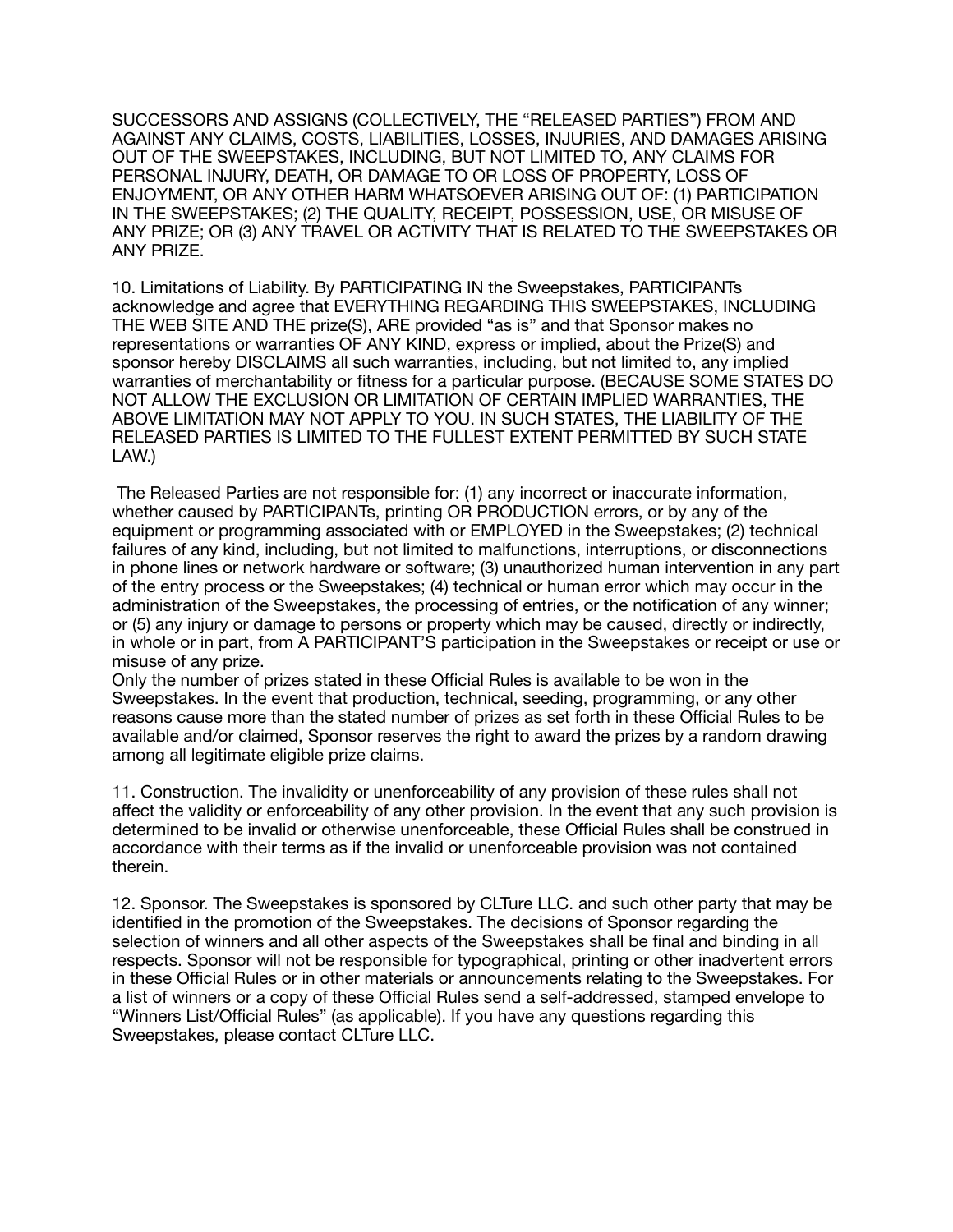SUCCESSORS AND ASSIGNS (COLLECTIVELY, THE "RELEASED PARTIES") FROM AND AGAINST ANY CLAIMS, COSTS, LIABILITIES, LOSSES, INJURIES, AND DAMAGES ARISING OUT OF THE SWEEPSTAKES, INCLUDING, BUT NOT LIMITED TO, ANY CLAIMS FOR PERSONAL INJURY, DEATH, OR DAMAGE TO OR LOSS OF PROPERTY, LOSS OF ENJOYMENT, OR ANY OTHER HARM WHATSOEVER ARISING OUT OF: (1) PARTICIPATION IN THE SWEEPSTAKES; (2) THE QUALITY, RECEIPT, POSSESSION, USE, OR MISUSE OF ANY PRIZE; OR (3) ANY TRAVEL OR ACTIVITY THAT IS RELATED TO THE SWEEPSTAKES OR ANY PRIZE.

10. Limitations of Liability. By PARTICIPATING IN the Sweepstakes, PARTICIPANTs acknowledge and agree that EVERYTHING REGARDING THIS SWEEPSTAKES, INCLUDING THE WEB SITE AND THE prize(S), ARE provided "as is" and that Sponsor makes no representations or warranties OF ANY KIND, express or implied, about the Prize(S) and sponsor hereby DISCLAIMS all such warranties, including, but not limited to, any implied warranties of merchantability or fitness for a particular purpose. (BECAUSE SOME STATES DO NOT ALLOW THE EXCLUSION OR LIMITATION OF CERTAIN IMPLIED WARRANTIES, THE ABOVE LIMITATION MAY NOT APPLY TO YOU. IN SUCH STATES, THE LIABILITY OF THE RELEASED PARTIES IS LIMITED TO THE FULLEST EXTENT PERMITTED BY SUCH STATE LAW.)

The Released Parties are not responsible for: (1) any incorrect or inaccurate information, whether caused by PARTICIPANTs, printing OR PRODUCTION errors, or by any of the equipment or programming associated with or EMPLOYED in the Sweepstakes; (2) technical failures of any kind, including, but not limited to malfunctions, interruptions, or disconnections in phone lines or network hardware or software; (3) unauthorized human intervention in any part of the entry process or the Sweepstakes; (4) technical or human error which may occur in the administration of the Sweepstakes, the processing of entries, or the notification of any winner; or (5) any injury or damage to persons or property which may be caused, directly or indirectly, in whole or in part, from A PARTICIPANT'S participation in the Sweepstakes or receipt or use or misuse of any prize.

Only the number of prizes stated in these Official Rules is available to be won in the Sweepstakes. In the event that production, technical, seeding, programming, or any other reasons cause more than the stated number of prizes as set forth in these Official Rules to be available and/or claimed, Sponsor reserves the right to award the prizes by a random drawing among all legitimate eligible prize claims.

11. Construction. The invalidity or unenforceability of any provision of these rules shall not affect the validity or enforceability of any other provision. In the event that any such provision is determined to be invalid or otherwise unenforceable, these Official Rules shall be construed in accordance with their terms as if the invalid or unenforceable provision was not contained therein.

12. Sponsor. The Sweepstakes is sponsored by CLTure LLC. and such other party that may be identified in the promotion of the Sweepstakes. The decisions of Sponsor regarding the selection of winners and all other aspects of the Sweepstakes shall be final and binding in all respects. Sponsor will not be responsible for typographical, printing or other inadvertent errors in these Official Rules or in other materials or announcements relating to the Sweepstakes. For a list of winners or a copy of these Official Rules send a self-addressed, stamped envelope to "Winners List/Official Rules" (as applicable). If you have any questions regarding this Sweepstakes, please contact CLTure LLC.